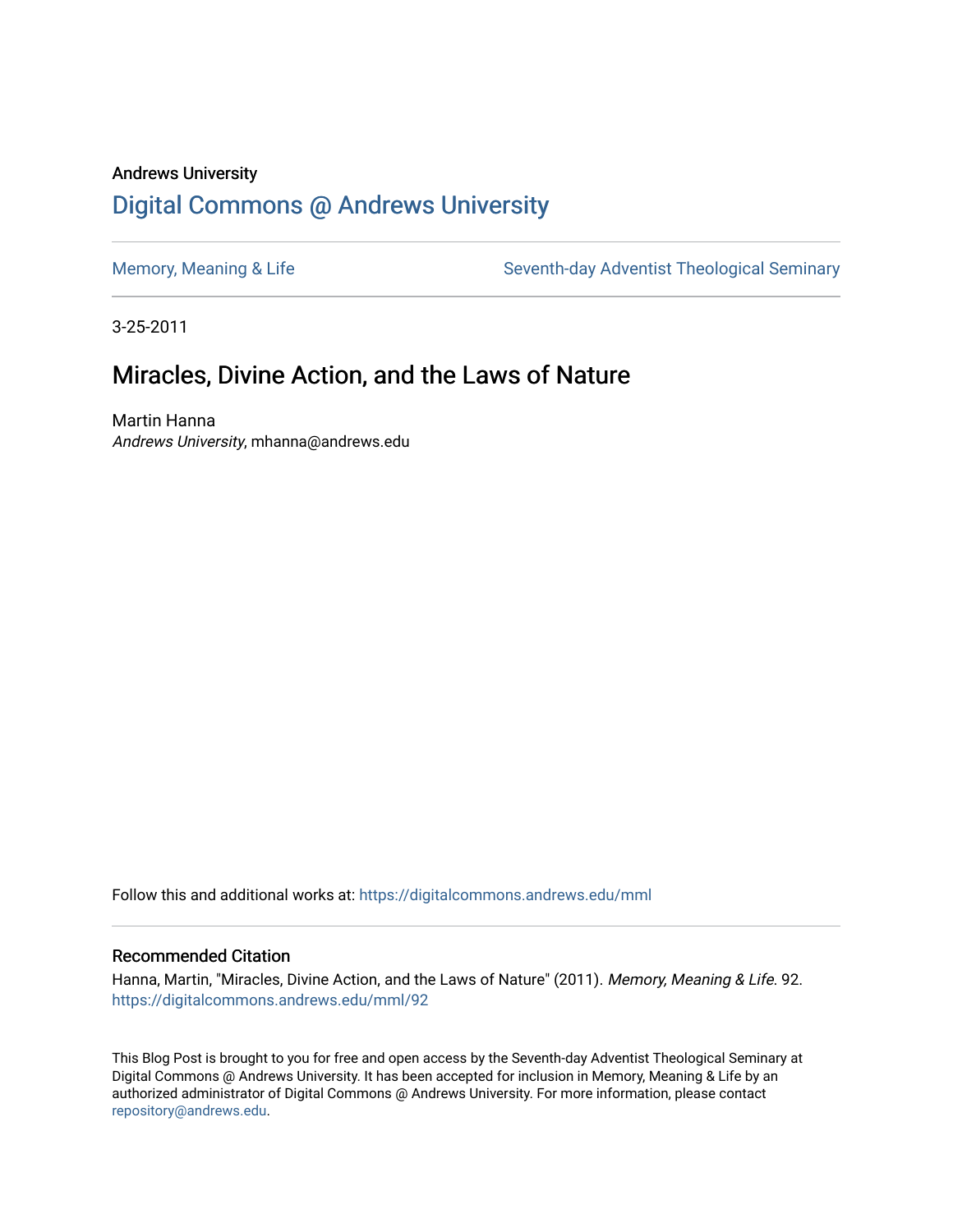Andrews University

# Digital Commons @ Andrews University

Memory, Meaning & Life

Seventh-day Adventist Theological Seminary

3-25-2011

## Miracles, Divine Action, and the Laws of Nature

Martin Hanna

*Andrews University*, mhanna@andrews.edu

Follow this and additional works at: https://digitalcommons.andrews.edu/mml

### Recommended Citation

Hanna, Martin, "Miracles, Divine Action, and the Laws of Nature" (2011). *Memory, Meaning & Life*. 92.
https://digitalcommons.andrews.edu/mml/92

This Blog Post is brought to you for free and open access by the Seventh-day Adventist Theological Seminary at Digital Commons @ Andrews University. It has been accepted for inclusion in Memory, Meaning & Life by an authorized administrator of Digital Commons @ Andrews University. For more information, please contact repository@andrews.edu.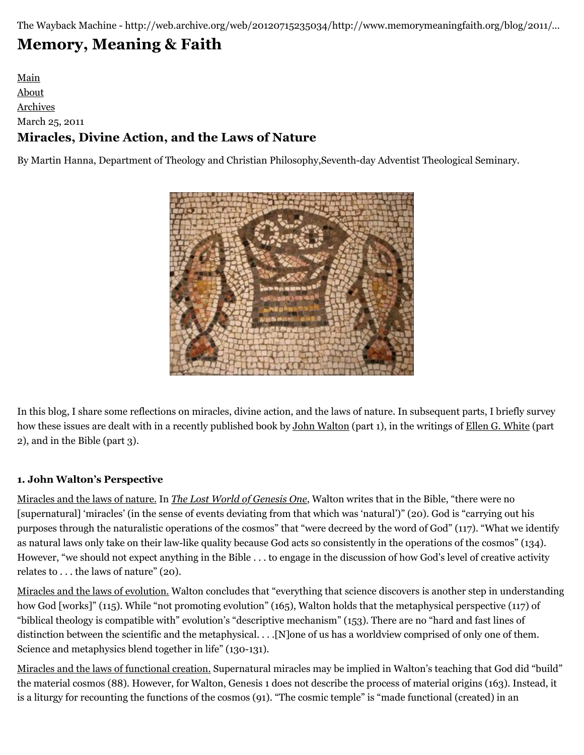The Wayback Machine - http://web.archive.org/web/20120715235034/http://www.memorymeaningfaith.org/blog/2011/...

# Memory, Meaning & Faith

Main
About
Archives
March 25, 2011

## Miracles, Divine Action, and the Laws of Nature

By Martin Hanna, Department of Theology and Christian Philosophy,Seventh-day Adventist Theological Seminary.

In this blog, I share some reflections on miracles, divine action, and the laws of nature. In subsequent parts, I briefly survey how these issues are dealt with in a recently published book by John Walton (part 1), in the writings of Ellen G. White (part 2), and in the Bible (part 3).

### 1. John Walton's Perspective

Miracles and the laws of nature. In *The Lost World of Genesis One*, Walton writes that in the Bible, "there were no [supernatural] 'miracles' (in the sense of events deviating from that which was 'natural')" (20). God is "carrying out his purposes through the naturalistic operations of the cosmos" that "were decreed by the word of God" (117). "What we identify as natural laws only take on their law-like quality because God acts so consistently in the operations of the cosmos" (134). However, "we should not expect anything in the Bible . . . to engage in the discussion of how God's level of creative activity relates to . . . the laws of nature" (20).

Miracles and the laws of evolution. Walton concludes that "everything that science discovers is another step in understanding how God [works]" (115). While "not promoting evolution" (165), Walton holds that the metaphysical perspective (117) of "biblical theology is compatible with" evolution's "descriptive mechanism" (153). There are no "hard and fast lines of distinction between the scientific and the metaphysical. . . .[N]one of us has a worldview comprised of only one of them. Science and metaphysics blend together in life" (130-131).

Miracles and the laws of functional creation. Supernatural miracles may be implied in Walton's teaching that God did "build" the material cosmos (88). However, for Walton, Genesis 1 does not describe the process of material origins (163). Instead, it is a liturgy for recounting the functions of the cosmos (91). "The cosmic temple" is "made functional (created) in an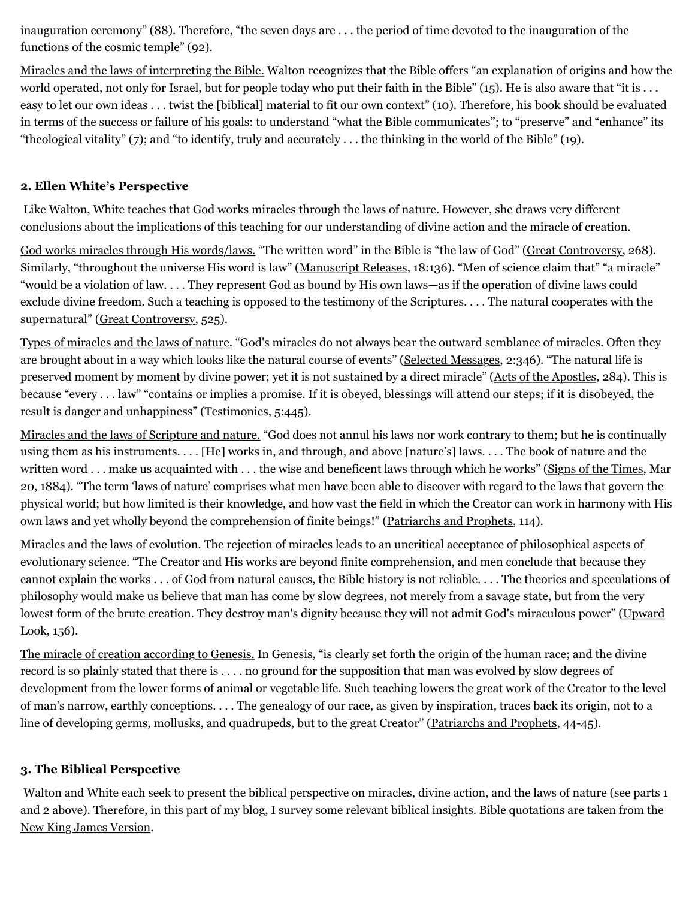inauguration ceremony" (88). Therefore, "the seven days are . . . the period of time devoted to the inauguration of the functions of the cosmic temple" (92).

Miracles and the laws of interpreting the Bible. Walton recognizes that the Bible offers "an explanation of origins and how the world operated, not only for Israel, but for people today who put their faith in the Bible" (15). He is also aware that "it is . . . easy to let our own ideas . . . twist the [biblical] material to fit our own context" (10). Therefore, his book should be evaluated in terms of the success or failure of his goals: to understand "what the Bible communicates"; to "preserve" and "enhance" its "theological vitality" (7); and "to identify, truly and accurately . . . the thinking in the world of the Bible" (19).

### 2. Ellen White's Perspective

Like Walton, White teaches that God works miracles through the laws of nature. However, she draws very different conclusions about the implications of this teaching for our understanding of divine action and the miracle of creation.

God works miracles through His words/laws. "The written word" in the Bible is "the law of God" (Great Controversy, 268). Similarly, "throughout the universe His word is law" (Manuscript Releases, 18:136). "Men of science claim that" "a miracle" "would be a violation of law. . . . They represent God as bound by His own laws—as if the operation of divine laws could exclude divine freedom. Such a teaching is opposed to the testimony of the Scriptures. . . . The natural cooperates with the supernatural" (Great Controversy, 525).

Types of miracles and the laws of nature. "God's miracles do not always bear the outward semblance of miracles. Often they are brought about in a way which looks like the natural course of events" (Selected Messages, 2:346). "The natural life is preserved moment by moment by divine power; yet it is not sustained by a direct miracle" (Acts of the Apostles, 284). This is because "every . . . law" "contains or implies a promise. If it is obeyed, blessings will attend our steps; if it is disobeyed, the result is danger and unhappiness" (Testimonies, 5:445).

Miracles and the laws of Scripture and nature. "God does not annul his laws nor work contrary to them; but he is continually using them as his instruments. . . . [He] works in, and through, and above [nature's] laws. . . . The book of nature and the written word . . . make us acquainted with . . . the wise and beneficent laws through which he works" (Signs of the Times, Mar 20, 1884). "The term 'laws of nature' comprises what men have been able to discover with regard to the laws that govern the physical world; but how limited is their knowledge, and how vast the field in which the Creator can work in harmony with His own laws and yet wholly beyond the comprehension of finite beings!" (Patriarchs and Prophets, 114).

Miracles and the laws of evolution. The rejection of miracles leads to an uncritical acceptance of philosophical aspects of evolutionary science. "The Creator and His works are beyond finite comprehension, and men conclude that because they cannot explain the works . . . of God from natural causes, the Bible history is not reliable. . . . The theories and speculations of philosophy would make us believe that man has come by slow degrees, not merely from a savage state, but from the very lowest form of the brute creation. They destroy man's dignity because they will not admit God's miraculous power" (Upward Look, 156).

The miracle of creation according to Genesis. In Genesis, "is clearly set forth the origin of the human race; and the divine record is so plainly stated that there is . . . . no ground for the supposition that man was evolved by slow degrees of development from the lower forms of animal or vegetable life. Such teaching lowers the great work of the Creator to the level of man's narrow, earthly conceptions. . . . The genealogy of our race, as given by inspiration, traces back its origin, not to a line of developing germs, mollusks, and quadrupeds, but to the great Creator" (Patriarchs and Prophets, 44-45).

### 3. The Biblical Perspective

Walton and White each seek to present the biblical perspective on miracles, divine action, and the laws of nature (see parts 1 and 2 above). Therefore, in this part of my blog, I survey some relevant biblical insights. Bible quotations are taken from the New King James Version.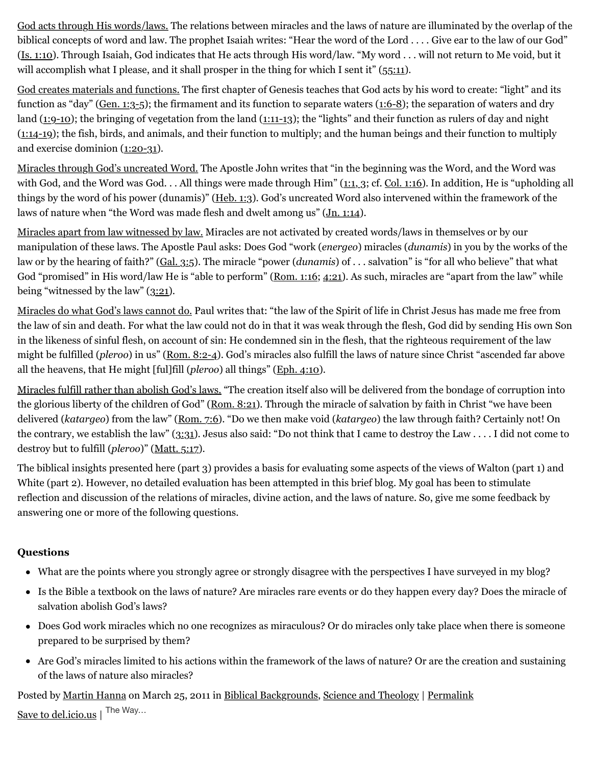God acts through His words/laws. The relations between miracles and the laws of nature are illuminated by the overlap of the biblical concepts of word and law. The prophet Isaiah writes: "Hear the word of the Lord . . . . Give ear to the law of our God" (Is. 1:10). Through Isaiah, God indicates that He acts through His word/law. "My word . . . will not return to Me void, but it will accomplish what I please, and it shall prosper in the thing for which I sent it" (55:11).

God creates materials and functions. The first chapter of Genesis teaches that God acts by his word to create: "light" and its function as "day" (Gen. 1:3-5); the firmament and its function to separate waters (1:6-8); the separation of waters and dry land (1:9-10); the bringing of vegetation from the land (1:11-13); the "lights" and their function as rulers of day and night (1:14-19); the fish, birds, and animals, and their function to multiply; and the human beings and their function to multiply and exercise dominion (1:20-31).

Miracles through God's uncreated Word. The Apostle John writes that "in the beginning was the Word, and the Word was with God, and the Word was God. . . All things were made through Him" (1:1, 3; cf. Col. 1:16). In addition, He is "upholding all things by the word of his power (dunamis)" (Heb. 1:3). God's uncreated Word also intervened within the framework of the laws of nature when "the Word was made flesh and dwelt among us" (Jn. 1:14).

Miracles apart from law witnessed by law. Miracles are not activated by created words/laws in themselves or by our manipulation of these laws. The Apostle Paul asks: Does God "work (*energeo*) miracles (*dunamis*) in you by the works of the law or by the hearing of faith?" (Gal. 3:5). The miracle "power (*dunamis*) of . . . salvation" is "for all who believe" that what God "promised" in His word/law He is "able to perform" (Rom. 1:16; 4:21). As such, miracles are "apart from the law" while being "witnessed by the law" (3:21).

Miracles do what God's laws cannot do. Paul writes that: "the law of the Spirit of life in Christ Jesus has made me free from the law of sin and death. For what the law could not do in that it was weak through the flesh, God did by sending His own Son in the likeness of sinful flesh, on account of sin: He condemned sin in the flesh, that the righteous requirement of the law might be fulfilled (*pleroo*) in us" (Rom. 8:2-4). God's miracles also fulfill the laws of nature since Christ "ascended far above all the heavens, that He might [ful]fill (*pleroo*) all things" (Eph. 4:10).

Miracles fulfill rather than abolish God's laws. "The creation itself also will be delivered from the bondage of corruption into the glorious liberty of the children of God" (Rom. 8:21). Through the miracle of salvation by faith in Christ "we have been delivered (*katargeo*) from the law" (Rom. 7:6). "Do we then make void (*katargeo*) the law through faith? Certainly not! On the contrary, we establish the law" (3:31). Jesus also said: "Do not think that I came to destroy the Law . . . . I did not come to destroy but to fulfill (*pleroo*)" (Matt. 5:17).

The biblical insights presented here (part 3) provides a basis for evaluating some aspects of the views of Walton (part 1) and White (part 2). However, no detailed evaluation has been attempted in this brief blog. My goal has been to stimulate reflection and discussion of the relations of miracles, divine action, and the laws of nature. So, give me some feedback by answering one or more of the following questions.

**Questions**

- What are the points where you strongly agree or strongly disagree with the perspectives I have surveyed in my blog?
- Is the Bible a textbook on the laws of nature? Are miracles rare events or do they happen every day? Does the miracle of salvation abolish God's laws?
- Does God work miracles which no one recognizes as miraculous? Or do miracles only take place when there is someone prepared to be surprised by them?
- Are God's miracles limited to his actions within the framework of the laws of nature? Or are the creation and sustaining of the laws of nature also miracles?

Posted by Martin Hanna on March 25, 2011 in Biblical Backgrounds, Science and Theology | Permalink

Save to del.icio.us | The Way...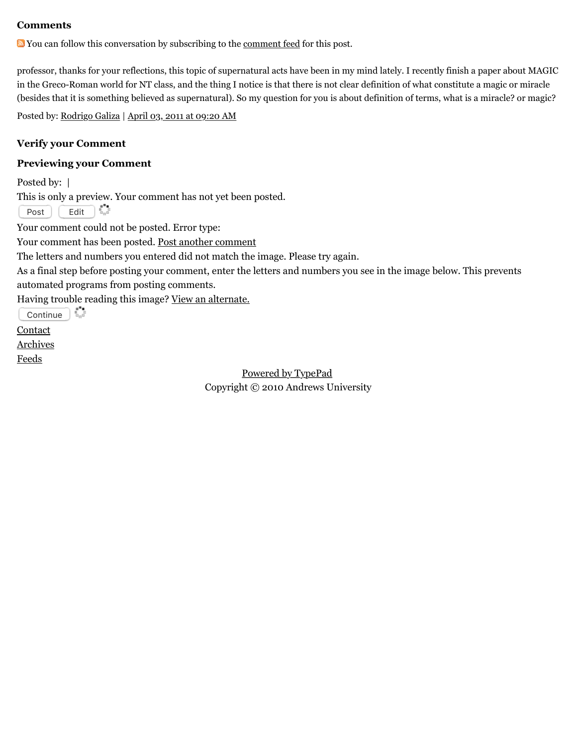### Comments

You can follow this conversation by subscribing to the comment feed for this post.

professor, thanks for your reflections, this topic of supernatural acts have been in my mind lately. I recently finish a paper about MAGIC in the Greco-Roman world for NT class, and the thing I notice is that there is not clear definition of what constitute a magic or miracle (besides that it is something believed as supernatural). So my question for you is about definition of terms, what is a miracle? or magic?

Posted by: Rodrigo Galiza | April 03, 2011 at 09:20 AM

### Verify your Comment

### Previewing your Comment

Posted by: |

This is only a preview. Your comment has not yet been posted.

Post Edit

Your comment could not be posted. Error type:

Your comment has been posted. Post another comment

The letters and numbers you entered did not match the image. Please try again.

As a final step before posting your comment, enter the letters and numbers you see in the image below. This prevents automated programs from posting comments.

Having trouble reading this image? View an alternate.

Continue

Contact

Archives

Feeds

Powered by TypePad

Copyright © 2010 Andrews University